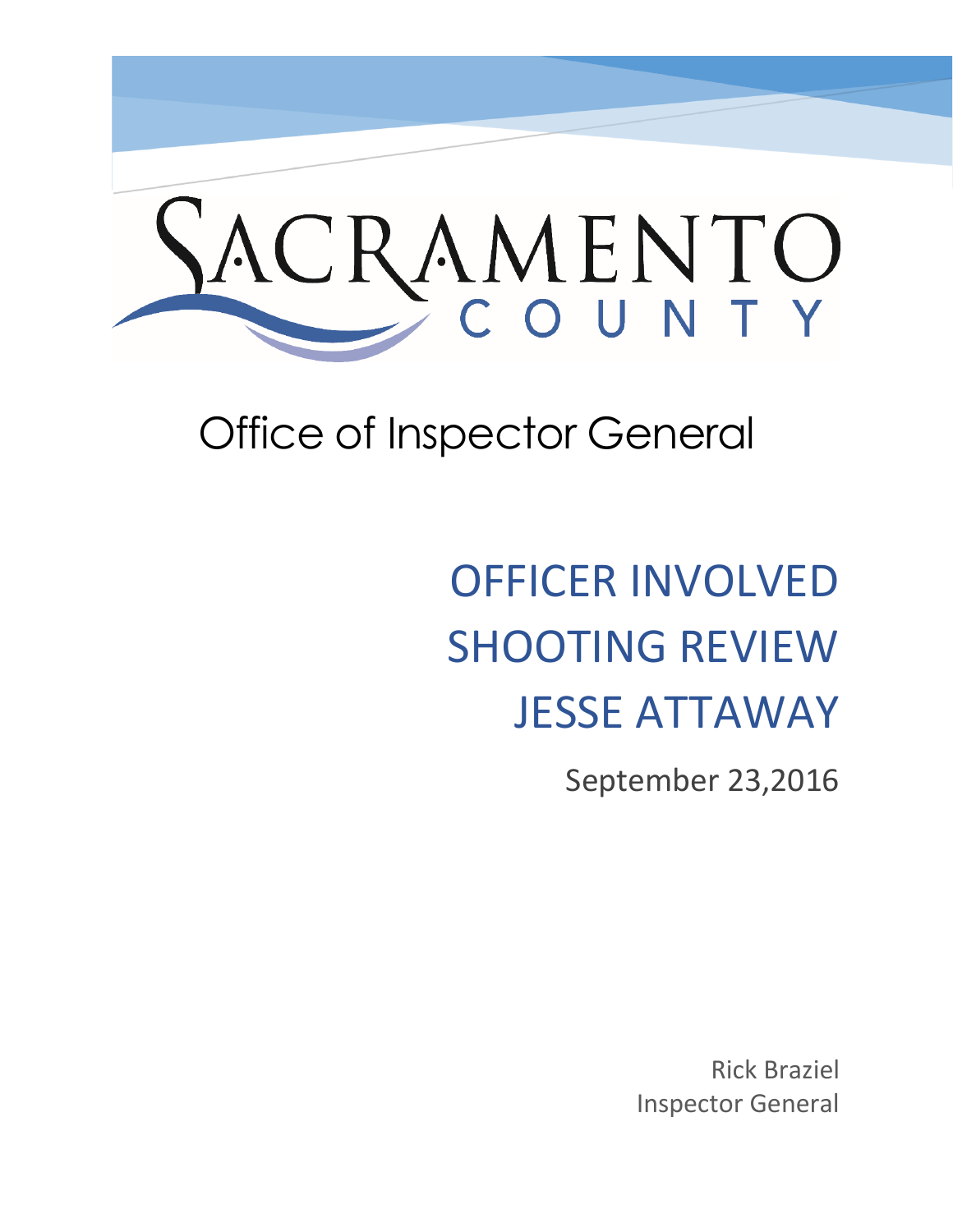# SACRAMENTO COUNTY

## Office of Inspector General

# OFFICER INVOLVED SHOOTING REVIEW JESSE ATTAWAY

September 23,2016

Rick Braziel
Inspector General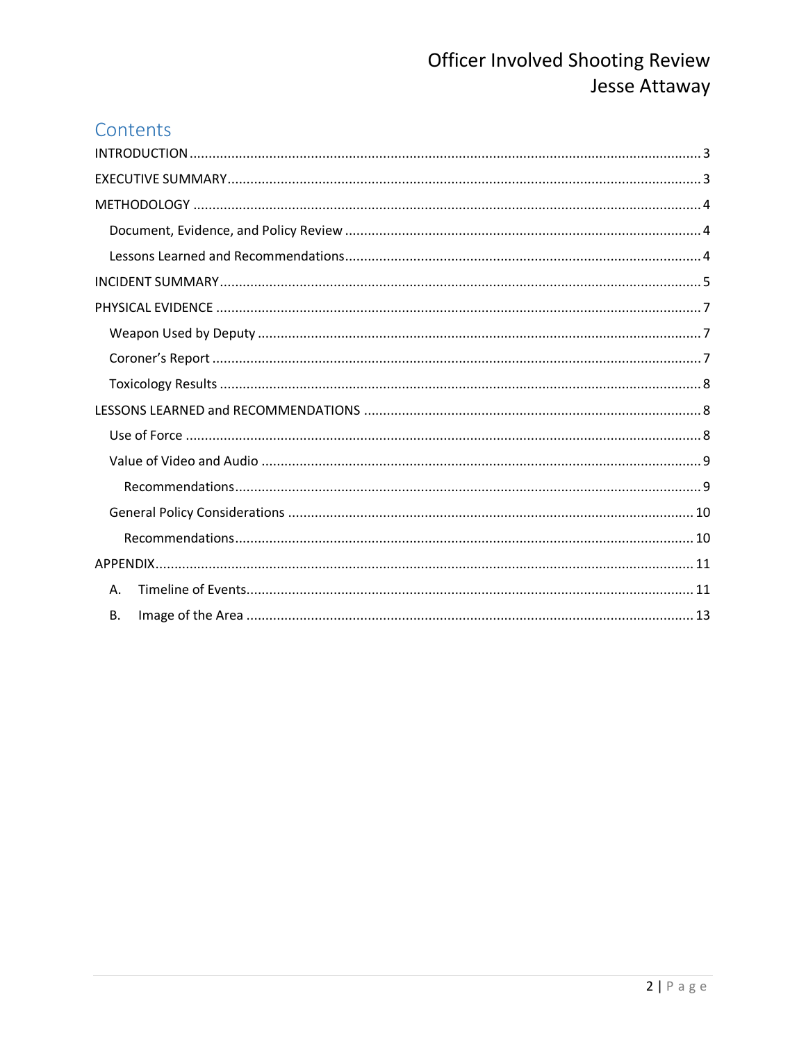## Contents

- INTRODUCTION ..... 3
- EXECUTIVE SUMMARY ..... 3
- METHODOLOGY ..... 4
  - Document, Evidence, and Policy Review ..... 4
  - Lessons Learned and Recommendations ..... 4
- INCIDENT SUMMARY ..... 5
- PHYSICAL EVIDENCE ..... 7
  - Weapon Used by Deputy ..... 7
  - Coroner's Report ..... 7
  - Toxicology Results ..... 8
- LESSONS LEARNED and RECOMMENDATIONS ..... 8
  - Use of Force ..... 8
  - Value of Video and Audio ..... 9
    - Recommendations ..... 9
  - General Policy Considerations ..... 10
    - Recommendations ..... 10
- APPENDIX ..... 11
  - A. Timeline of Events ..... 11
  - B. Image of the Area ..... 13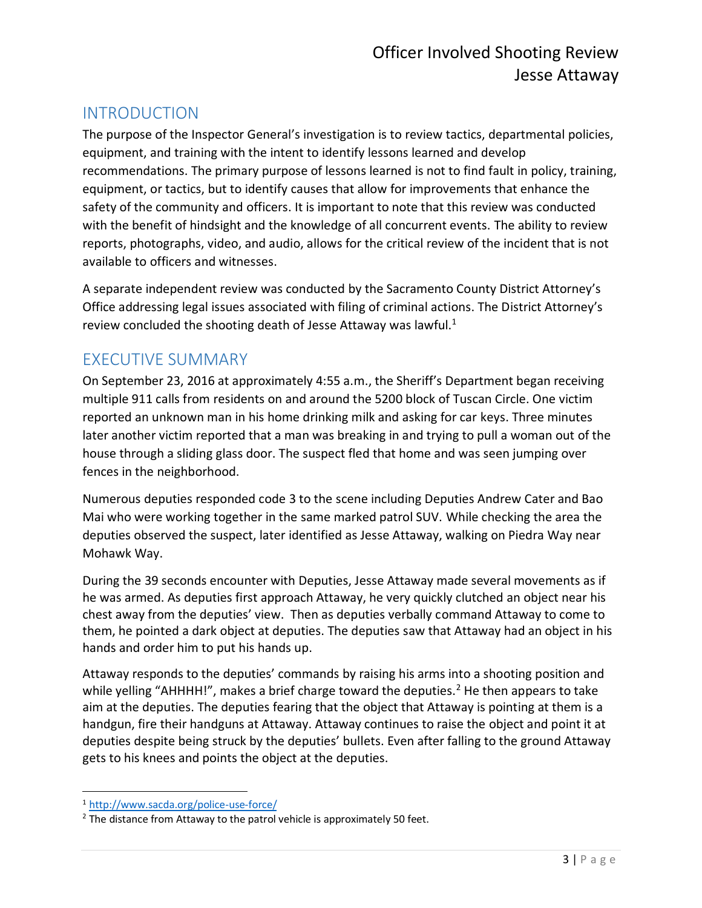## INTRODUCTION

The purpose of the Inspector General's investigation is to review tactics, departmental policies, equipment, and training with the intent to identify lessons learned and develop recommendations. The primary purpose of lessons learned is not to find fault in policy, training, equipment, or tactics, but to identify causes that allow for improvements that enhance the safety of the community and officers. It is important to note that this review was conducted with the benefit of hindsight and the knowledge of all concurrent events. The ability to review reports, photographs, video, and audio, allows for the critical review of the incident that is not available to officers and witnesses.

A separate independent review was conducted by the Sacramento County District Attorney's Office addressing legal issues associated with filing of criminal actions. The District Attorney's review concluded the shooting death of Jesse Attaway was lawful.[1]

## EXECUTIVE SUMMARY

On September 23, 2016 at approximately 4:55 a.m., the Sheriff's Department began receiving multiple 911 calls from residents on and around the 5200 block of Tuscan Circle. One victim reported an unknown man in his home drinking milk and asking for car keys. Three minutes later another victim reported that a man was breaking in and trying to pull a woman out of the house through a sliding glass door. The suspect fled that home and was seen jumping over fences in the neighborhood.

Numerous deputies responded code 3 to the scene including Deputies Andrew Cater and Bao Mai who were working together in the same marked patrol SUV. While checking the area the deputies observed the suspect, later identified as Jesse Attaway, walking on Piedra Way near Mohawk Way.

During the 39 seconds encounter with Deputies, Jesse Attaway made several movements as if he was armed. As deputies first approach Attaway, he very quickly clutched an object near his chest away from the deputies' view. Then as deputies verbally command Attaway to come to them, he pointed a dark object at deputies. The deputies saw that Attaway had an object in his hands and order him to put his hands up.

Attaway responds to the deputies' commands by raising his arms into a shooting position and while yelling "AHHHH!", makes a brief charge toward the deputies.[2] He then appears to take aim at the deputies. The deputies fearing that the object that Attaway is pointing at them is a handgun, fire their handguns at Attaway. Attaway continues to raise the object and point it at deputies despite being struck by the deputies' bullets. Even after falling to the ground Attaway gets to his knees and points the object at the deputies.

---

[1] http://www.sacda.org/police-use-force/

[2] The distance from Attaway to the patrol vehicle is approximately 50 feet.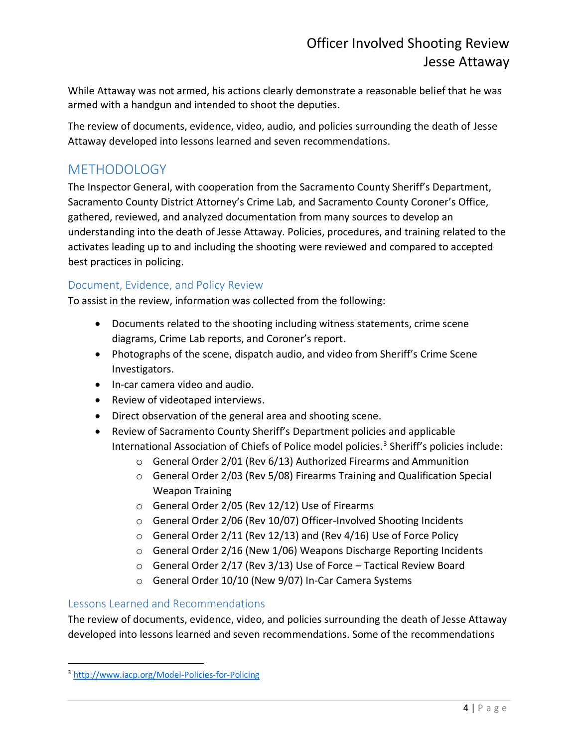While Attaway was not armed, his actions clearly demonstrate a reasonable belief that he was armed with a handgun and intended to shoot the deputies.

The review of documents, evidence, video, audio, and policies surrounding the death of Jesse Attaway developed into lessons learned and seven recommendations.

## METHODOLOGY

The Inspector General, with cooperation from the Sacramento County Sheriff's Department, Sacramento County District Attorney's Crime Lab, and Sacramento County Coroner's Office, gathered, reviewed, and analyzed documentation from many sources to develop an understanding into the death of Jesse Attaway. Policies, procedures, and training related to the activates leading up to and including the shooting were reviewed and compared to accepted best practices in policing.

### Document, Evidence, and Policy Review

To assist in the review, information was collected from the following:

- Documents related to the shooting including witness statements, crime scene diagrams, Crime Lab reports, and Coroner's report.
- Photographs of the scene, dispatch audio, and video from Sheriff's Crime Scene Investigators.
- In-car camera video and audio.
- Review of videotaped interviews.
- Direct observation of the general area and shooting scene.
- Review of Sacramento County Sheriff's Department policies and applicable International Association of Chiefs of Police model policies.[3] Sheriff's policies include:
    - General Order 2/01 (Rev 6/13) Authorized Firearms and Ammunition
    - General Order 2/03 (Rev 5/08) Firearms Training and Qualification Special Weapon Training
    - General Order 2/05 (Rev 12/12) Use of Firearms
    - General Order 2/06 (Rev 10/07) Officer-Involved Shooting Incidents
    - General Order 2/11 (Rev 12/13) and (Rev 4/16) Use of Force Policy
    - General Order 2/16 (New 1/06) Weapons Discharge Reporting Incidents
    - General Order 2/17 (Rev 3/13) Use of Force – Tactical Review Board
    - General Order 10/10 (New 9/07) In-Car Camera Systems

### Lessons Learned and Recommendations

The review of documents, evidence, video, and policies surrounding the death of Jesse Attaway developed into lessons learned and seven recommendations. Some of the recommendations

---

[3] http://www.iacp.org/Model-Policies-for-Policing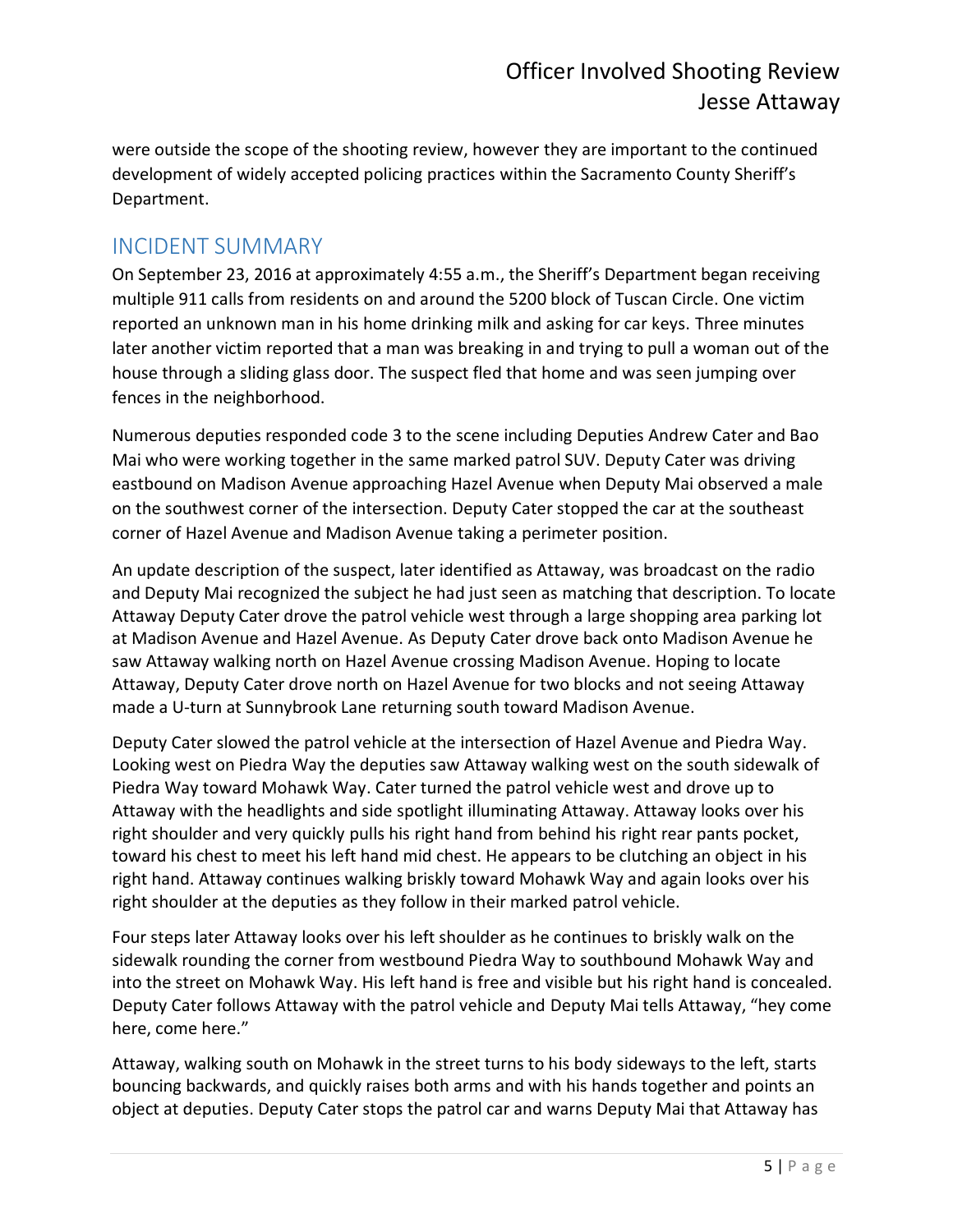were outside the scope of the shooting review, however they are important to the continued development of widely accepted policing practices within the Sacramento County Sheriff's Department.

## INCIDENT SUMMARY

On September 23, 2016 at approximately 4:55 a.m., the Sheriff's Department began receiving multiple 911 calls from residents on and around the 5200 block of Tuscan Circle. One victim reported an unknown man in his home drinking milk and asking for car keys. Three minutes later another victim reported that a man was breaking in and trying to pull a woman out of the house through a sliding glass door. The suspect fled that home and was seen jumping over fences in the neighborhood.

Numerous deputies responded code 3 to the scene including Deputies Andrew Cater and Bao Mai who were working together in the same marked patrol SUV. Deputy Cater was driving eastbound on Madison Avenue approaching Hazel Avenue when Deputy Mai observed a male on the southwest corner of the intersection. Deputy Cater stopped the car at the southeast corner of Hazel Avenue and Madison Avenue taking a perimeter position.

An update description of the suspect, later identified as Attaway, was broadcast on the radio and Deputy Mai recognized the subject he had just seen as matching that description. To locate Attaway Deputy Cater drove the patrol vehicle west through a large shopping area parking lot at Madison Avenue and Hazel Avenue. As Deputy Cater drove back onto Madison Avenue he saw Attaway walking north on Hazel Avenue crossing Madison Avenue. Hoping to locate Attaway, Deputy Cater drove north on Hazel Avenue for two blocks and not seeing Attaway made a U-turn at Sunnybrook Lane returning south toward Madison Avenue.

Deputy Cater slowed the patrol vehicle at the intersection of Hazel Avenue and Piedra Way. Looking west on Piedra Way the deputies saw Attaway walking west on the south sidewalk of Piedra Way toward Mohawk Way. Cater turned the patrol vehicle west and drove up to Attaway with the headlights and side spotlight illuminating Attaway. Attaway looks over his right shoulder and very quickly pulls his right hand from behind his right rear pants pocket, toward his chest to meet his left hand mid chest. He appears to be clutching an object in his right hand. Attaway continues walking briskly toward Mohawk Way and again looks over his right shoulder at the deputies as they follow in their marked patrol vehicle.

Four steps later Attaway looks over his left shoulder as he continues to briskly walk on the sidewalk rounding the corner from westbound Piedra Way to southbound Mohawk Way and into the street on Mohawk Way. His left hand is free and visible but his right hand is concealed. Deputy Cater follows Attaway with the patrol vehicle and Deputy Mai tells Attaway, "hey come here, come here."

Attaway, walking south on Mohawk in the street turns to his body sideways to the left, starts bouncing backwards, and quickly raises both arms and with his hands together and points an object at deputies. Deputy Cater stops the patrol car and warns Deputy Mai that Attaway has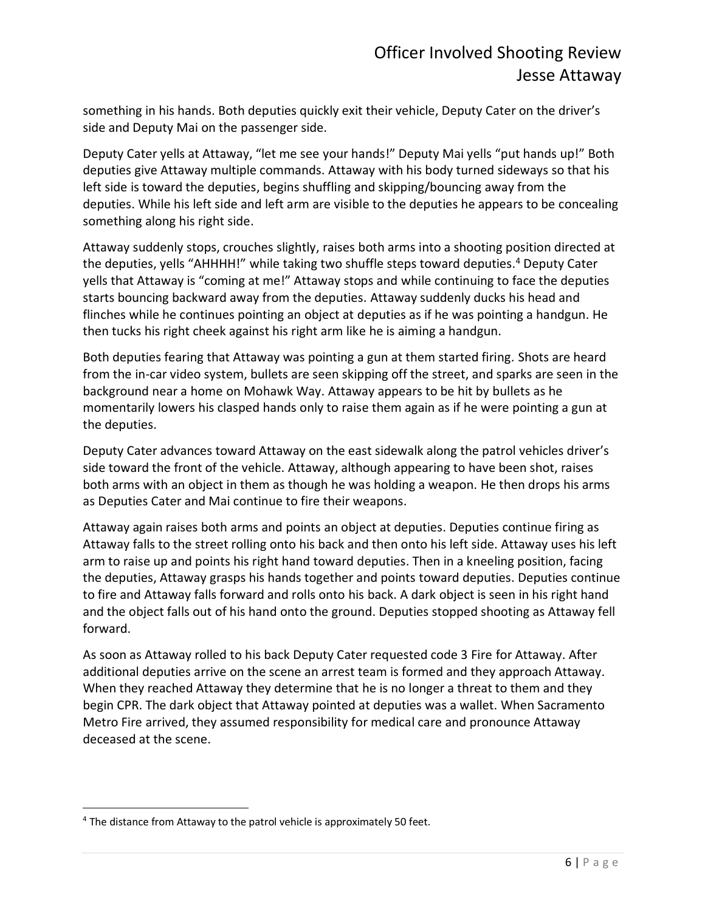something in his hands. Both deputies quickly exit their vehicle, Deputy Cater on the driver's side and Deputy Mai on the passenger side.

Deputy Cater yells at Attaway, "let me see your hands!" Deputy Mai yells "put hands up!" Both deputies give Attaway multiple commands. Attaway with his body turned sideways so that his left side is toward the deputies, begins shuffling and skipping/bouncing away from the deputies. While his left side and left arm are visible to the deputies he appears to be concealing something along his right side.

Attaway suddenly stops, crouches slightly, raises both arms into a shooting position directed at the deputies, yells "AHHHH!" while taking two shuffle steps toward deputies.[4] Deputy Cater yells that Attaway is "coming at me!" Attaway stops and while continuing to face the deputies starts bouncing backward away from the deputies. Attaway suddenly ducks his head and flinches while he continues pointing an object at deputies as if he was pointing a handgun. He then tucks his right cheek against his right arm like he is aiming a handgun.

Both deputies fearing that Attaway was pointing a gun at them started firing. Shots are heard from the in-car video system, bullets are seen skipping off the street, and sparks are seen in the background near a home on Mohawk Way. Attaway appears to be hit by bullets as he momentarily lowers his clasped hands only to raise them again as if he were pointing a gun at the deputies.

Deputy Cater advances toward Attaway on the east sidewalk along the patrol vehicles driver's side toward the front of the vehicle. Attaway, although appearing to have been shot, raises both arms with an object in them as though he was holding a weapon. He then drops his arms as Deputies Cater and Mai continue to fire their weapons.

Attaway again raises both arms and points an object at deputies. Deputies continue firing as Attaway falls to the street rolling onto his back and then onto his left side. Attaway uses his left arm to raise up and points his right hand toward deputies. Then in a kneeling position, facing the deputies, Attaway grasps his hands together and points toward deputies. Deputies continue to fire and Attaway falls forward and rolls onto his back. A dark object is seen in his right hand and the object falls out of his hand onto the ground. Deputies stopped shooting as Attaway fell forward.

As soon as Attaway rolled to his back Deputy Cater requested code 3 Fire for Attaway. After additional deputies arrive on the scene an arrest team is formed and they approach Attaway. When they reached Attaway they determine that he is no longer a threat to them and they begin CPR. The dark object that Attaway pointed at deputies was a wallet. When Sacramento Metro Fire arrived, they assumed responsibility for medical care and pronounce Attaway deceased at the scene.

---

[4] The distance from Attaway to the patrol vehicle is approximately 50 feet.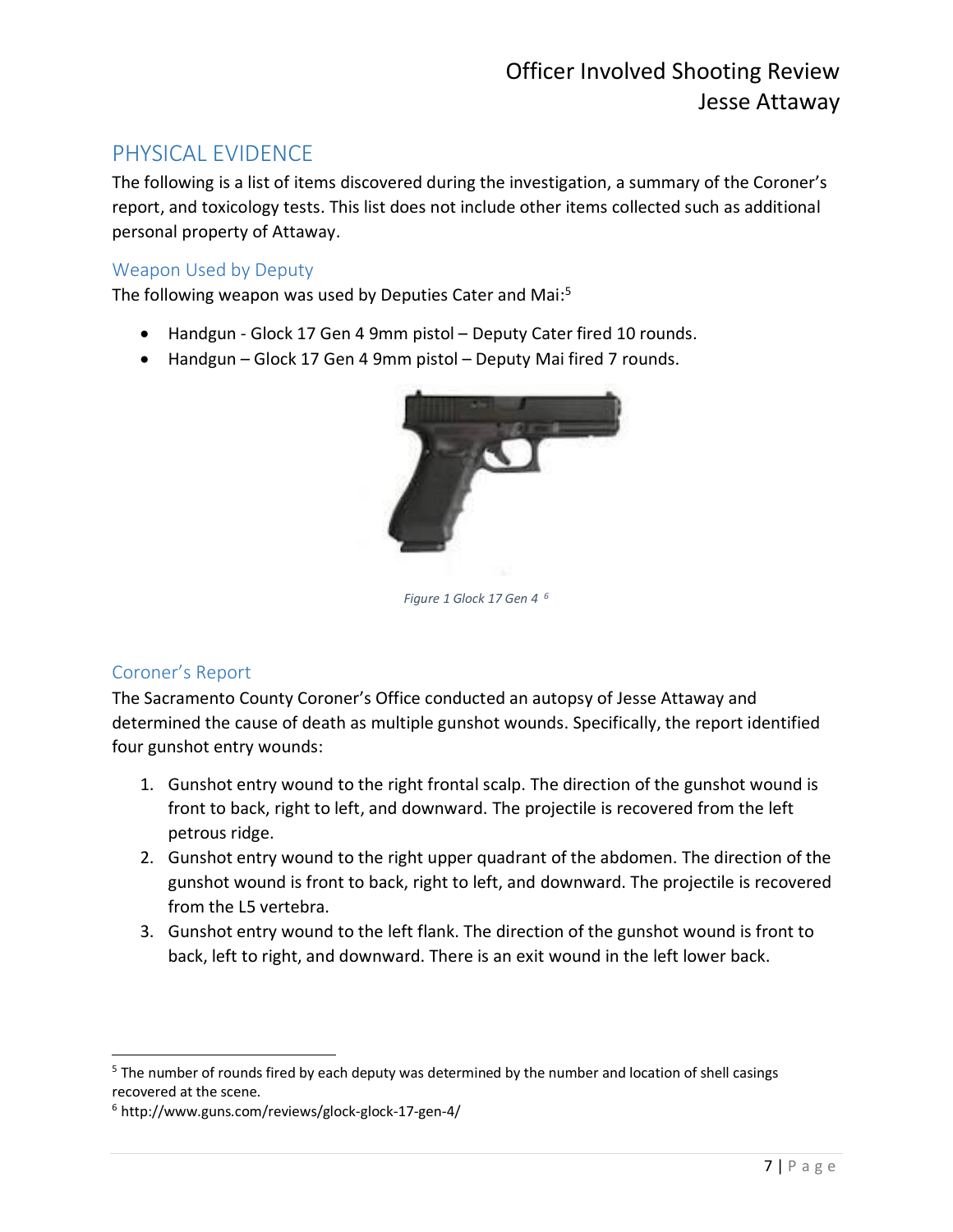## PHYSICAL EVIDENCE

The following is a list of items discovered during the investigation, a summary of the Coroner's report, and toxicology tests. This list does not include other items collected such as additional personal property of Attaway.

### Weapon Used by Deputy

The following weapon was used by Deputies Cater and Mai:[5]

- Handgun - Glock 17 Gen 4 9mm pistol – Deputy Cater fired 10 rounds.
- Handgun – Glock 17 Gen 4 9mm pistol – Deputy Mai fired 7 rounds.

*Figure 1 Glock 17 Gen 4* [6]

### Coroner's Report

The Sacramento County Coroner's Office conducted an autopsy of Jesse Attaway and determined the cause of death as multiple gunshot wounds. Specifically, the report identified four gunshot entry wounds:

1. Gunshot entry wound to the right frontal scalp. The direction of the gunshot wound is front to back, right to left, and downward. The projectile is recovered from the left petrous ridge.
2. Gunshot entry wound to the right upper quadrant of the abdomen. The direction of the gunshot wound is front to back, right to left, and downward. The projectile is recovered from the L5 vertebra.
3. Gunshot entry wound to the left flank. The direction of the gunshot wound is front to back, left to right, and downward. There is an exit wound in the left lower back.

---

[5] The number of rounds fired by each deputy was determined by the number and location of shell casings recovered at the scene.

[6] http://www.guns.com/reviews/glock-glock-17-gen-4/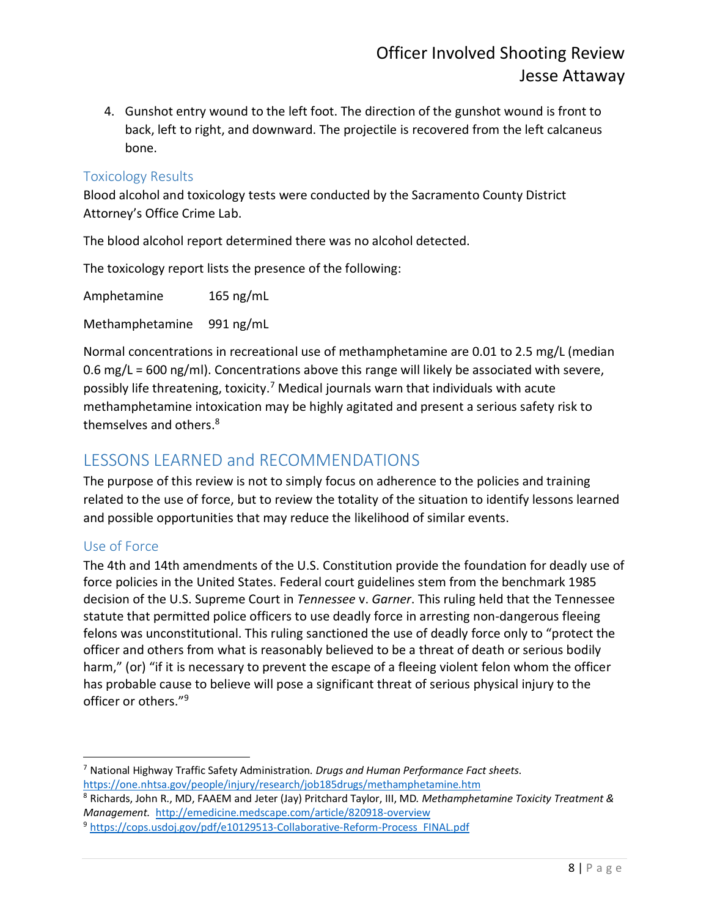4. Gunshot entry wound to the left foot. The direction of the gunshot wound is front to back, left to right, and downward. The projectile is recovered from the left calcaneus bone.

### Toxicology Results

Blood alcohol and toxicology tests were conducted by the Sacramento County District Attorney's Office Crime Lab.

The blood alcohol report determined there was no alcohol detected.

The toxicology report lists the presence of the following:

Amphetamine 165 ng/mL

Methamphetamine 991 ng/mL

Normal concentrations in recreational use of methamphetamine are 0.01 to 2.5 mg/L (median 0.6 mg/L = 600 ng/ml). Concentrations above this range will likely be associated with severe, possibly life threatening, toxicity.[7] Medical journals warn that individuals with acute methamphetamine intoxication may be highly agitated and present a serious safety risk to themselves and others.[8]

## LESSONS LEARNED and RECOMMENDATIONS

The purpose of this review is not to simply focus on adherence to the policies and training related to the use of force, but to review the totality of the situation to identify lessons learned and possible opportunities that may reduce the likelihood of similar events.

### Use of Force

The 4th and 14th amendments of the U.S. Constitution provide the foundation for deadly use of force policies in the United States. Federal court guidelines stem from the benchmark 1985 decision of the U.S. Supreme Court in *Tennessee* v. *Garner*. This ruling held that the Tennessee statute that permitted police officers to use deadly force in arresting non-dangerous fleeing felons was unconstitutional. This ruling sanctioned the use of deadly force only to "protect the officer and others from what is reasonably believed to be a threat of death or serious bodily harm," (or) "if it is necessary to prevent the escape of a fleeing violent felon whom the officer has probable cause to believe will pose a significant threat of serious physical injury to the officer or others."[9]

---

[7] National Highway Traffic Safety Administration. *Drugs and Human Performance Fact sheets.* https://one.nhtsa.gov/people/injury/research/job185drugs/methamphetamine.htm

[8] Richards, John R., MD, FAAEM and Jeter (Jay) Pritchard Taylor, III, MD. *Methamphetamine Toxicity Treatment & Management.* http://emedicine.medscape.com/article/820918-overview

[9] https://cops.usdoj.gov/pdf/e10129513-Collaborative-Reform-Process_FINAL.pdf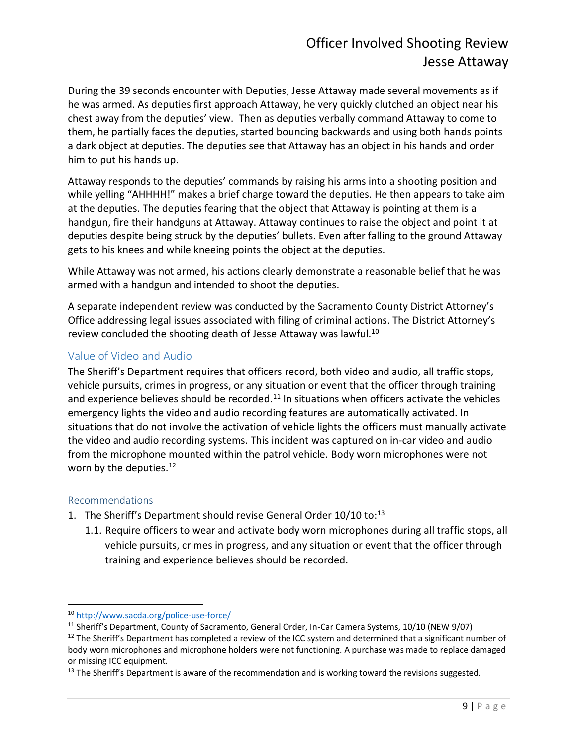During the 39 seconds encounter with Deputies, Jesse Attaway made several movements as if he was armed. As deputies first approach Attaway, he very quickly clutched an object near his chest away from the deputies' view. Then as deputies verbally command Attaway to come to them, he partially faces the deputies, started bouncing backwards and using both hands points a dark object at deputies. The deputies see that Attaway has an object in his hands and order him to put his hands up.

Attaway responds to the deputies' commands by raising his arms into a shooting position and while yelling "AHHHH!" makes a brief charge toward the deputies. He then appears to take aim at the deputies. The deputies fearing that the object that Attaway is pointing at them is a handgun, fire their handguns at Attaway. Attaway continues to raise the object and point it at deputies despite being struck by the deputies' bullets. Even after falling to the ground Attaway gets to his knees and while kneeing points the object at the deputies.

While Attaway was not armed, his actions clearly demonstrate a reasonable belief that he was armed with a handgun and intended to shoot the deputies.

A separate independent review was conducted by the Sacramento County District Attorney's Office addressing legal issues associated with filing of criminal actions. The District Attorney's review concluded the shooting death of Jesse Attaway was lawful.[10]

## Value of Video and Audio

The Sheriff's Department requires that officers record, both video and audio, all traffic stops, vehicle pursuits, crimes in progress, or any situation or event that the officer through training and experience believes should be recorded.[11] In situations when officers activate the vehicles emergency lights the video and audio recording features are automatically activated. In situations that do not involve the activation of vehicle lights the officers must manually activate the video and audio recording systems. This incident was captured on in-car video and audio from the microphone mounted within the patrol vehicle. Body worn microphones were not worn by the deputies.[12]

### Recommendations

1. The Sheriff's Department should revise General Order 10/10 to:[13]
   1.1. Require officers to wear and activate body worn microphones during all traffic stops, all vehicle pursuits, crimes in progress, and any situation or event that the officer through training and experience believes should be recorded.

---

[10] http://www.sacda.org/police-use-force/

[11] Sheriff's Department, County of Sacramento, General Order, In-Car Camera Systems, 10/10 (NEW 9/07)

[12] The Sheriff's Department has completed a review of the ICC system and determined that a significant number of body worn microphones and microphone holders were not functioning. A purchase was made to replace damaged or missing ICC equipment.

[13] The Sheriff's Department is aware of the recommendation and is working toward the revisions suggested.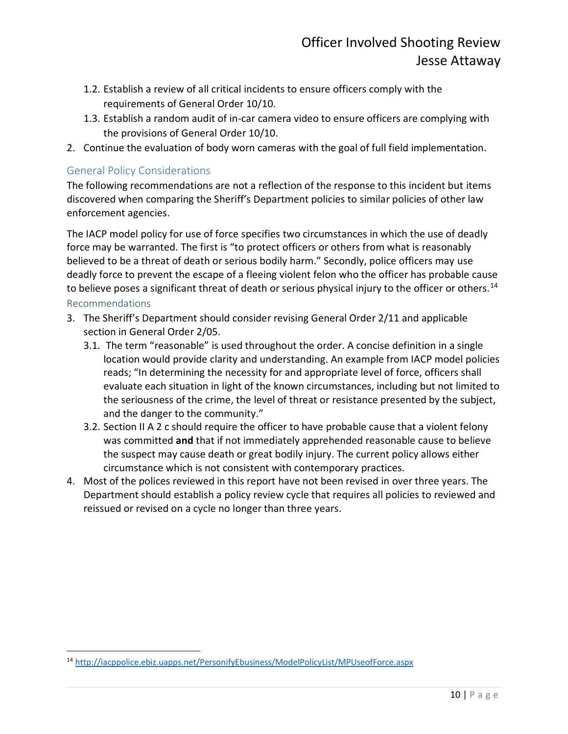1.2. Establish a review of all critical incidents to ensure officers comply with the requirements of General Order 10/10.
   1.3. Establish a random audit of in-car camera video to ensure officers are complying with the provisions of General Order 10/10.
2. Continue the evaluation of body worn cameras with the goal of full field implementation.

## General Policy Considerations

The following recommendations are not a reflection of the response to this incident but items discovered when comparing the Sheriff's Department policies to similar policies of other law enforcement agencies.

The IACP model policy for use of force specifies two circumstances in which the use of deadly force may be warranted. The first is "to protect officers or others from what is reasonably believed to be a threat of death or serious bodily harm." Secondly, police officers may use deadly force to prevent the escape of a fleeing violent felon who the officer has probable cause to believe poses a significant threat of death or serious physical injury to the officer or others.[14]

### Recommendations

3. The Sheriff's Department should consider revising General Order 2/11 and applicable section in General Order 2/05.
   3.1. The term "reasonable" is used throughout the order. A concise definition in a single location would provide clarity and understanding. An example from IACP model policies reads; "In determining the necessity for and appropriate level of force, officers shall evaluate each situation in light of the known circumstances, including but not limited to the seriousness of the crime, the level of threat or resistance presented by the subject, and the danger to the community."
   3.2. Section II A 2 c should require the officer to have probable cause that a violent felony was committed **and** that if not immediately apprehended reasonable cause to believe the suspect may cause death or great bodily injury. The current policy allows either circumstance which is not consistent with contemporary practices.
4. Most of the polices reviewed in this report have not been revised in over three years. The Department should establish a policy review cycle that requires all policies to reviewed and reissued or revised on a cycle no longer than three years.

---

[14] http://iacppolice.ebiz.uapps.net/PersonifyEbusiness/ModelPolicyList/MPUseofForce.aspx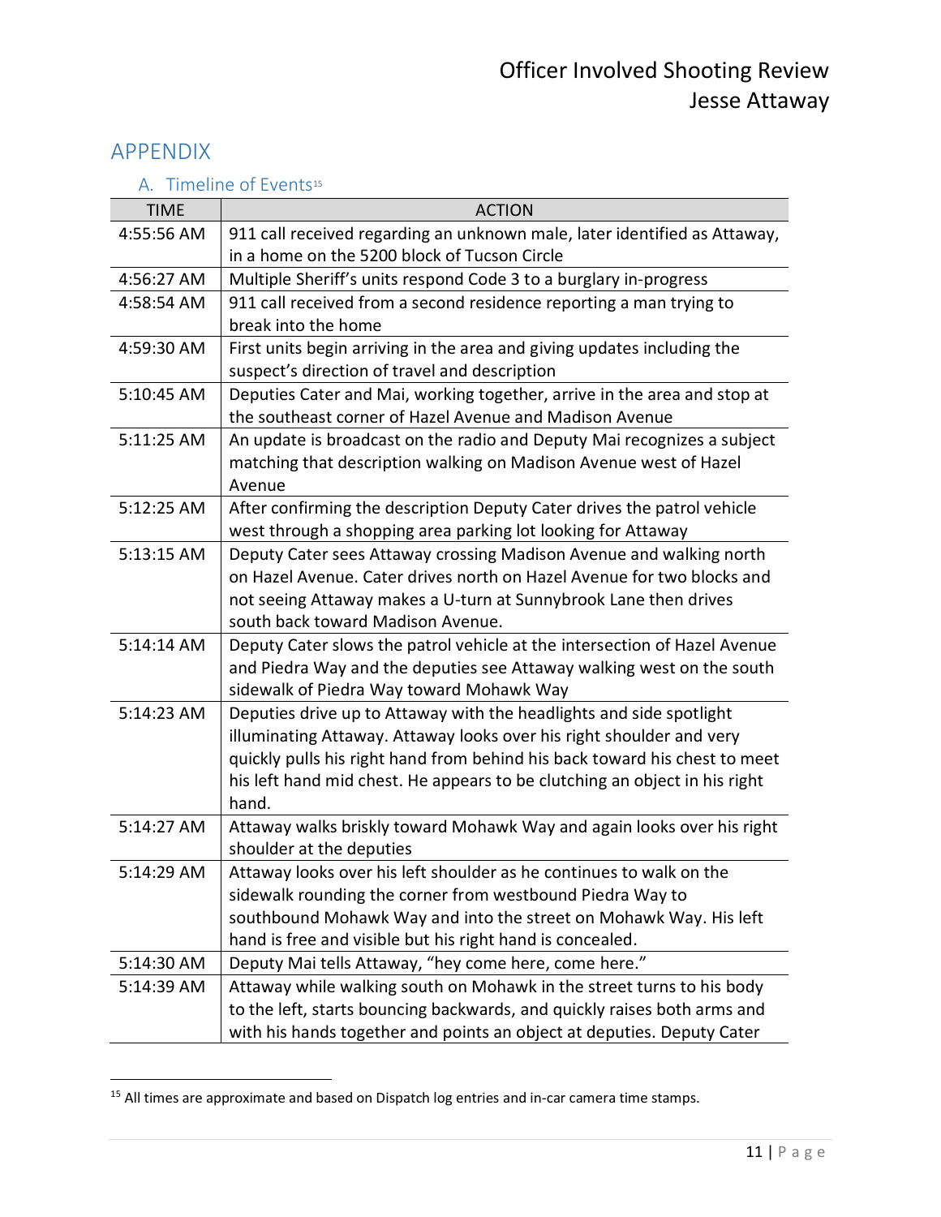# APPENDIX

## A. Timeline of Events[15]

| TIME | ACTION |
|---|---|
| 4:55:56 AM | 911 call received regarding an unknown male, later identified as Attaway, in a home on the 5200 block of Tucson Circle |
| 4:56:27 AM | Multiple Sheriff's units respond Code 3 to a burglary in-progress |
| 4:58:54 AM | 911 call received from a second residence reporting a man trying to break into the home |
| 4:59:30 AM | First units begin arriving in the area and giving updates including the suspect's direction of travel and description |
| 5:10:45 AM | Deputies Cater and Mai, working together, arrive in the area and stop at the southeast corner of Hazel Avenue and Madison Avenue |
| 5:11:25 AM | An update is broadcast on the radio and Deputy Mai recognizes a subject matching that description walking on Madison Avenue west of Hazel Avenue |
| 5:12:25 AM | After confirming the description Deputy Cater drives the patrol vehicle west through a shopping area parking lot looking for Attaway |
| 5:13:15 AM | Deputy Cater sees Attaway crossing Madison Avenue and walking north on Hazel Avenue. Cater drives north on Hazel Avenue for two blocks and not seeing Attaway makes a U-turn at Sunnybrook Lane then drives south back toward Madison Avenue. |
| 5:14:14 AM | Deputy Cater slows the patrol vehicle at the intersection of Hazel Avenue and Piedra Way and the deputies see Attaway walking west on the south sidewalk of Piedra Way toward Mohawk Way |
| 5:14:23 AM | Deputies drive up to Attaway with the headlights and side spotlight illuminating Attaway. Attaway looks over his right shoulder and very quickly pulls his right hand from behind his back toward his chest to meet his left hand mid chest. He appears to be clutching an object in his right hand. |
| 5:14:27 AM | Attaway walks briskly toward Mohawk Way and again looks over his right shoulder at the deputies |
| 5:14:29 AM | Attaway looks over his left shoulder as he continues to walk on the sidewalk rounding the corner from westbound Piedra Way to southbound Mohawk Way and into the street on Mohawk Way. His left hand is free and visible but his right hand is concealed. |
| 5:14:30 AM | Deputy Mai tells Attaway, "hey come here, come here." |
| 5:14:39 AM | Attaway while walking south on Mohawk in the street turns to his body to the left, starts bouncing backwards, and quickly raises both arms and with his hands together and points an object at deputies. Deputy Cater |

[15] All times are approximate and based on Dispatch log entries and in-car camera time stamps.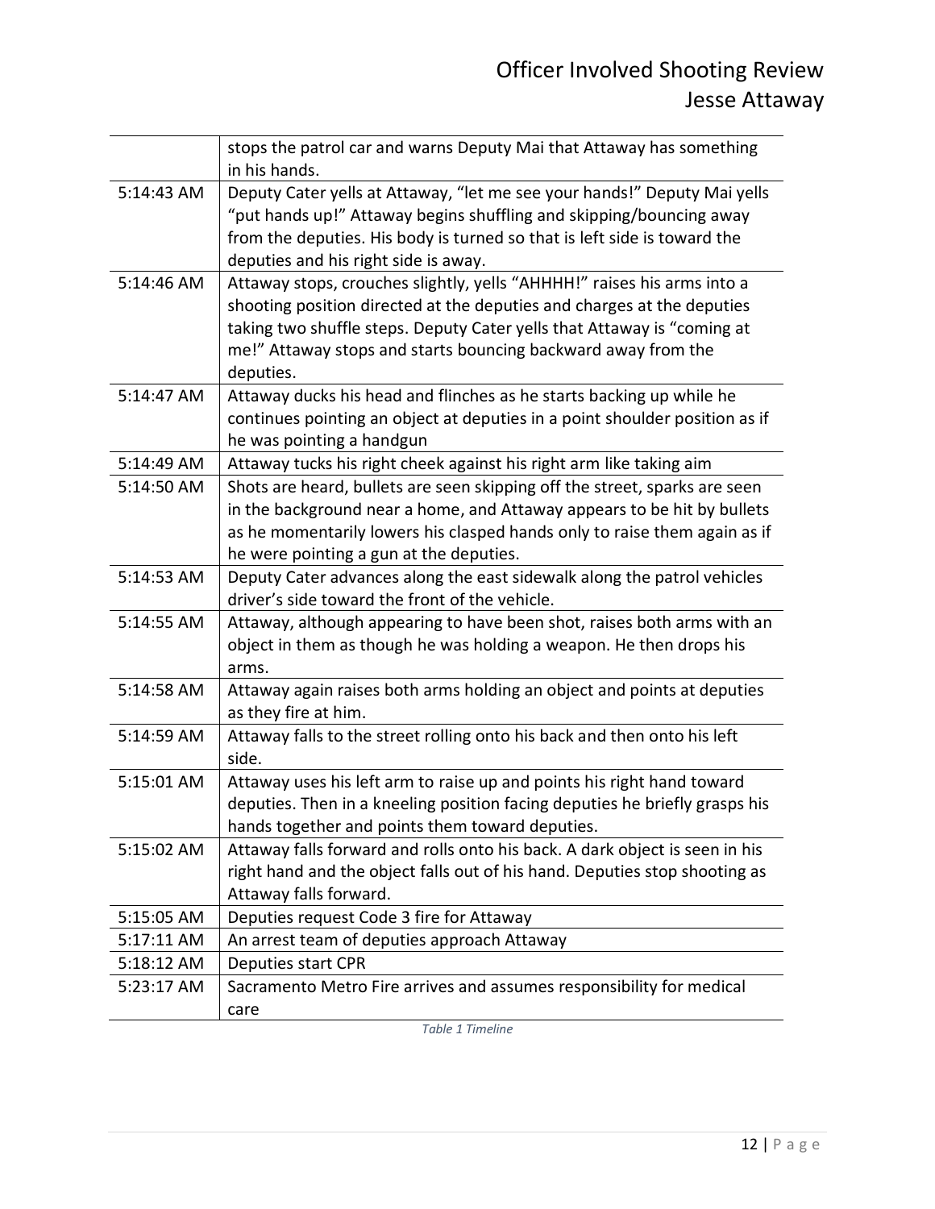| | |
|---|---|
| | stops the patrol car and warns Deputy Mai that Attaway has something in his hands. |
| 5:14:43 AM | Deputy Cater yells at Attaway, "let me see your hands!" Deputy Mai yells "put hands up!" Attaway begins shuffling and skipping/bouncing away from the deputies. His body is turned so that is left side is toward the deputies and his right side is away. |
| 5:14:46 AM | Attaway stops, crouches slightly, yells "AHHHH!" raises his arms into a shooting position directed at the deputies and charges at the deputies taking two shuffle steps. Deputy Cater yells that Attaway is "coming at me!" Attaway stops and starts bouncing backward away from the deputies. |
| 5:14:47 AM | Attaway ducks his head and flinches as he starts backing up while he continues pointing an object at deputies in a point shoulder position as if he was pointing a handgun |
| 5:14:49 AM | Attaway tucks his right cheek against his right arm like taking aim |
| 5:14:50 AM | Shots are heard, bullets are seen skipping off the street, sparks are seen in the background near a home, and Attaway appears to be hit by bullets as he momentarily lowers his clasped hands only to raise them again as if he were pointing a gun at the deputies. |
| 5:14:53 AM | Deputy Cater advances along the east sidewalk along the patrol vehicles driver's side toward the front of the vehicle. |
| 5:14:55 AM | Attaway, although appearing to have been shot, raises both arms with an object in them as though he was holding a weapon. He then drops his arms. |
| 5:14:58 AM | Attaway again raises both arms holding an object and points at deputies as they fire at him. |
| 5:14:59 AM | Attaway falls to the street rolling onto his back and then onto his left side. |
| 5:15:01 AM | Attaway uses his left arm to raise up and points his right hand toward deputies. Then in a kneeling position facing deputies he briefly grasps his hands together and points them toward deputies. |
| 5:15:02 AM | Attaway falls forward and rolls onto his back. A dark object is seen in his right hand and the object falls out of his hand. Deputies stop shooting as Attaway falls forward. |
| 5:15:05 AM | Deputies request Code 3 fire for Attaway |
| 5:17:11 AM | An arrest team of deputies approach Attaway |
| 5:18:12 AM | Deputies start CPR |
| 5:23:17 AM | Sacramento Metro Fire arrives and assumes responsibility for medical care |

*Table 1 Timeline*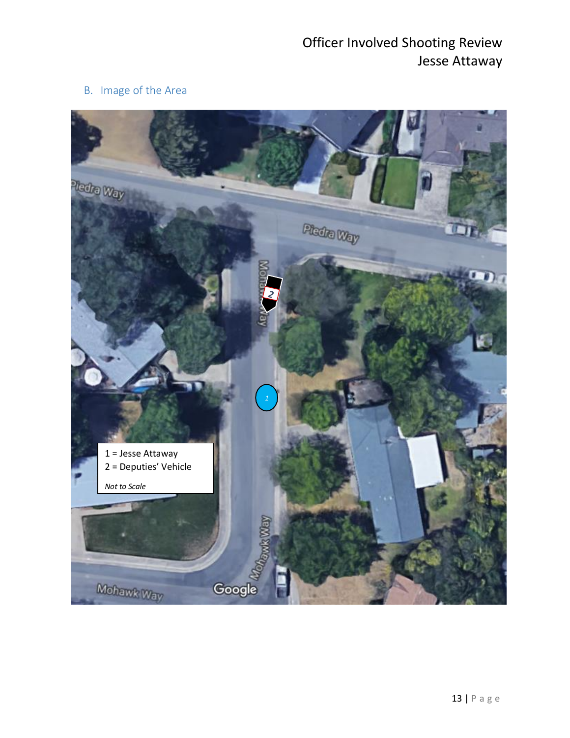## B. Image of the Area

Piedra Way

Piedra Way

Mohawk Way

2

1

1 = Jesse Attaway
2 = Deputies' Vehicle

*Not to Scale*

Mohawk Way

Mohawk Way

Google